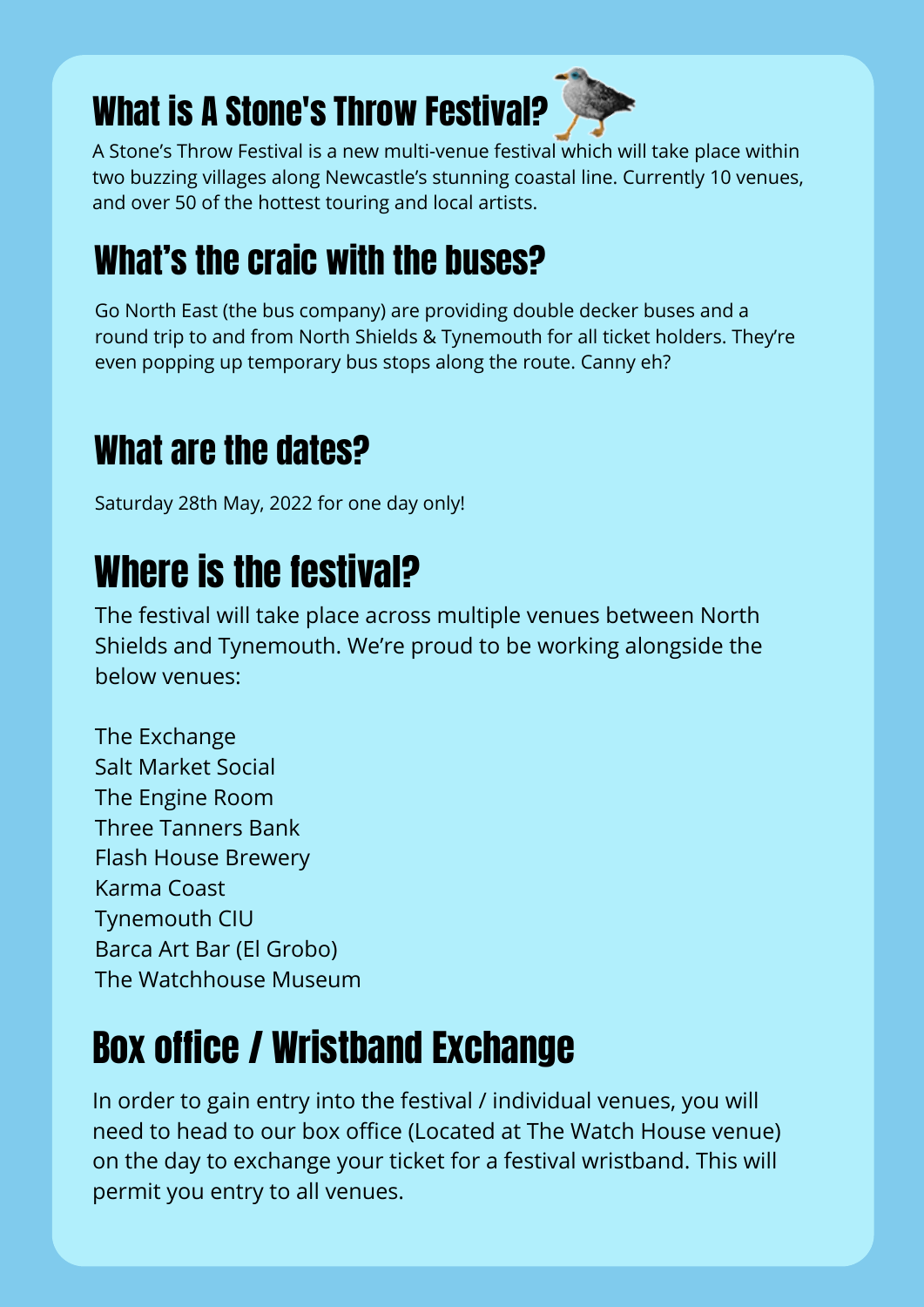## What is A Stone's Throw Festival?

A Stone's Throw Festival is a new multi-venue festival which will take place within two buzzing villages along Newcastle's stunning coastal line. Currently 10 venues, and over 50 of the hottest touring and local artists.

## What's the craic with the buses?

Go North East (the bus company) are providing double decker buses and a round trip to and from North Shields & Tynemouth for all ticket holders. They're even popping up temporary bus stops along the route. Canny eh?

## What are the dates?

Saturday 28th May, 2022 for one day only!

## Where is the festival?

The festival will take place across multiple venues between North Shields and Tynemouth. We're proud to be working alongside the below venues:

The Exchange
Salt Market Social
The Engine Room
Three Tanners Bank
Flash House Brewery
Karma Coast
Tynemouth CIU
Barca Art Bar (El Grobo)
The Watchhouse Museum

## Box office / Wristband Exchange

In order to gain entry into the festival / individual venues, you will need to head to our box office (Located at The Watch House venue) on the day to exchange your ticket for a festival wristband. This will permit you entry to all venues.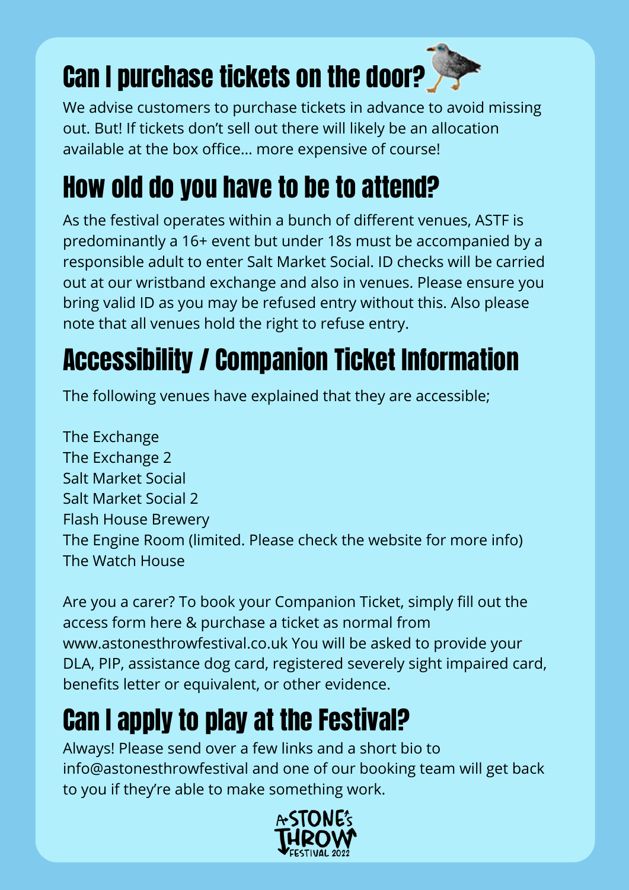## Can I purchase tickets on the door?

We advise customers to purchase tickets in advance to avoid missing out. But! If tickets don't sell out there will likely be an allocation available at the box office... more expensive of course!

## How old do you have to be to attend?

As the festival operates within a bunch of different venues, ASTF is predominantly a 16+ event but under 18s must be accompanied by a responsible adult to enter Salt Market Social. ID checks will be carried out at our wristband exchange and also in venues. Please ensure you bring valid ID as you may be refused entry without this. Also please note that all venues hold the right to refuse entry.

## Accessibility / Companion Ticket Information

The following venues have explained that they are accessible;

The Exchange
The Exchange 2
Salt Market Social
Salt Market Social 2
Flash House Brewery
The Engine Room (limited. Please check the website for more info)
The Watch House

Are you a carer? To book your Companion Ticket, simply fill out the access form here & purchase a ticket as normal from www.astonesthrowfestival.co.uk You will be asked to provide your DLA, PIP, assistance dog card, registered severely sight impaired card, benefits letter or equivalent, or other evidence.

## Can I apply to play at the Festival?

Always! Please send over a few links and a short bio to info@astonesthrowfestival and one of our booking team will get back to you if they're able to make something work.

A STONE'S THROW FESTIVAL 2022